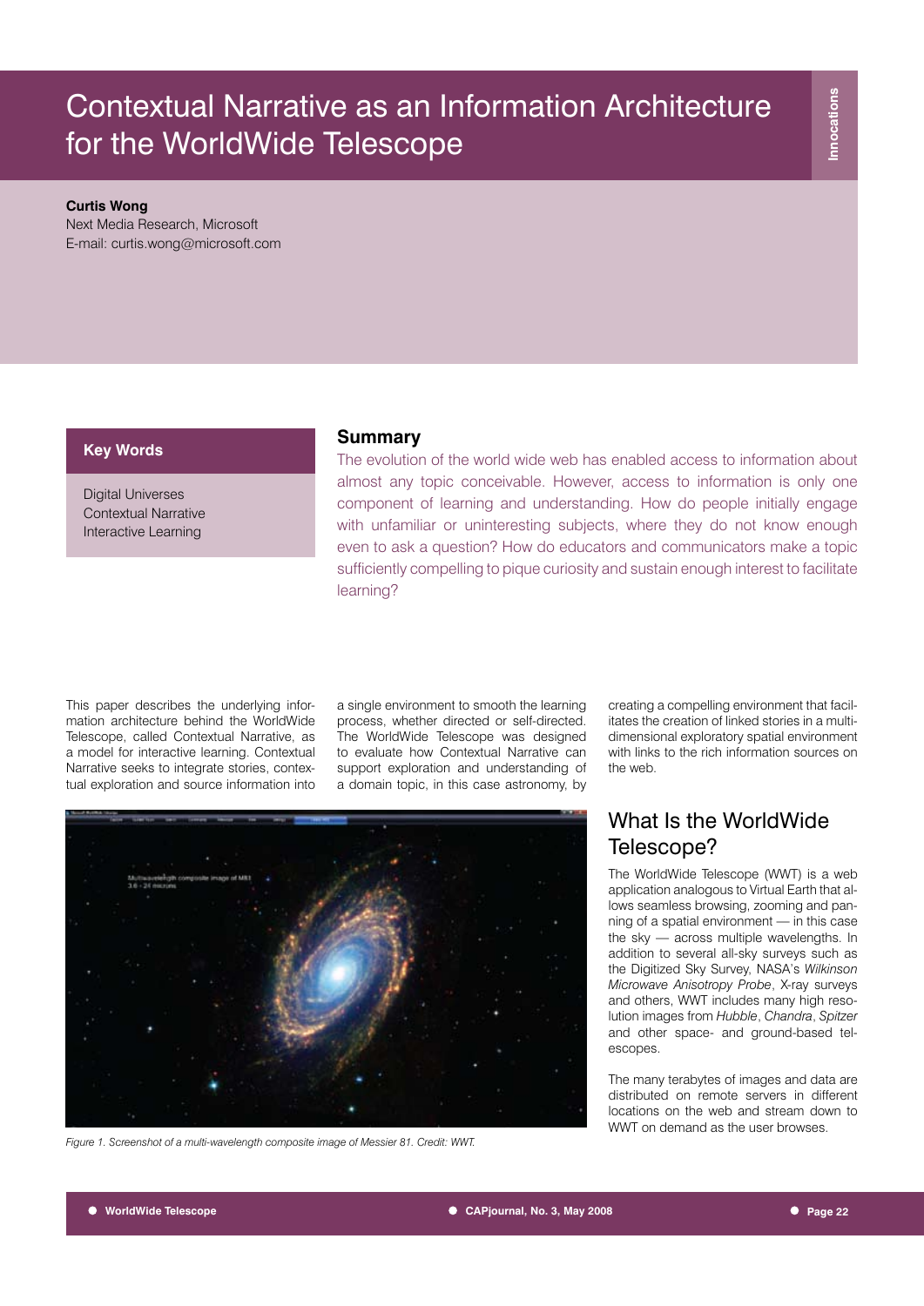# Contextual Narrative as an Information Architecture for the WorldWide Telescope

**Curtis Wong**
Next Media Research, Microsoft
E-mail: curtis.wong@microsoft.com

**Key Words**

Digital Universes
Contextual Narrative
Interactive Learning

## Summary

The evolution of the world wide web has enabled access to information about almost any topic conceivable. However, access to information is only one component of learning and understanding. How do people initially engage with unfamiliar or uninteresting subjects, where they do not know enough even to ask a question? How do educators and communicators make a topic sufficiently compelling to pique curiosity and sustain enough interest to facilitate learning?

This paper describes the underlying information architecture behind the WorldWide Telescope, called Contextual Narrative, as a model for interactive learning. Contextual Narrative seeks to integrate stories, contextual exploration and source information into a single environment to smooth the learning process, whether directed or self-directed. The WorldWide Telescope was designed to evaluate how Contextual Narrative can support exploration and understanding of a domain topic, in this case astronomy, by creating a compelling environment that facilitates the creation of linked stories in a multi-dimensional exploratory spatial environment with links to the rich information sources on the web.

*Figure 1. Screenshot of a multi-wavelength composite image of Messier 81. Credit: WWT.*

## What Is the WorldWide Telescope?

The WorldWide Telescope (WWT) is a web application analogous to Virtual Earth that allows seamless browsing, zooming and panning of a spatial environment — in this case the sky — across multiple wavelengths. In addition to several all-sky surveys such as the Digitized Sky Survey, NASA's *Wilkinson Microwave Anisotropy Probe*, X-ray surveys and others, WWT includes many high resolution images from *Hubble*, *Chandra*, *Spitzer* and other space- and ground-based telescopes.

The many terabytes of images and data are distributed on remote servers in different locations on the web and stream down to WWT on demand as the user browses.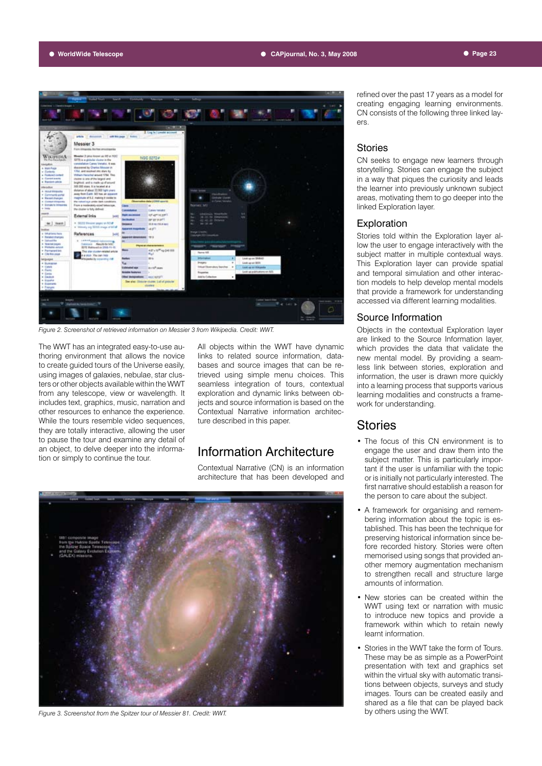Figure 2. Screenshot of retrieved information on Messier 3 from Wikipedia. Credit: WWT.

The WWT has an integrated easy-to-use authoring environment that allows the novice to create guided tours of the Universe easily, using images of galaxies, nebulae, star clusters or other objects available within the WWT from any telescope, view or wavelength. It includes text, graphics, music, narration and other resources to enhance the experience. While the tours resemble video sequences, they are totally interactive, allowing the user to pause the tour and examine any detail of an object, to delve deeper into the information or simply to continue the tour.

All objects within the WWT have dynamic links to related source information, databases and source images that can be retrieved using simple menu choices. This seamless integration of tours, contextual exploration and dynamic links between objects and source information is based on the Contextual Narrative information architecture described in this paper.

## Information Architecture

Contextual Narrative (CN) is an information architecture that has been developed and refined over the past 17 years as a model for creating engaging learning environments. CN consists of the following three linked layers.

### Stories

CN seeks to engage new learners through storytelling. Stories can engage the subject in a way that piques the curiosity and leads the learner into previously unknown subject areas, motivating them to go deeper into the linked Exploration layer.

### Exploration

Stories told within the Exploration layer allow the user to engage interactively with the subject matter in multiple contextual ways. This Exploration layer can provide spatial and temporal simulation and other interaction models to help develop mental models that provide a framework for understanding accessed via different learning modalities.

### Source Information

Objects in the contextual Exploration layer are linked to the Source Information layer, which provides the data that validate the new mental model. By providing a seamless link between stories, exploration and information, the user is drawn more quickly into a learning process that supports various learning modalities and constructs a framework for understanding.

Figure 3. Screenshot from the Spitzer tour of Messier 81. Credit: WWT.

## Stories

- The focus of this CN environment is to engage the user and draw them into the subject matter. This is particularly important if the user is unfamiliar with the topic or is initially not particularly interested. The first narrative should establish a reason for the person to care about the subject.
- A framework for organising and remembering information about the topic is established. This has been the technique for preserving historical information since before recorded history. Stories were often memorised using songs that provided another memory augmentation mechanism to strengthen recall and structure large amounts of information.
- New stories can be created within the WWT using text or narration with music to introduce new topics and provide a framework within which to retain newly learnt information.
- Stories in the WWT take the form of Tours. These may be as simple as a PowerPoint presentation with text and graphics set within the virtual sky with automatic transitions between objects, surveys and study images. Tours can be created easily and shared as a file that can be played back by others using the WWT.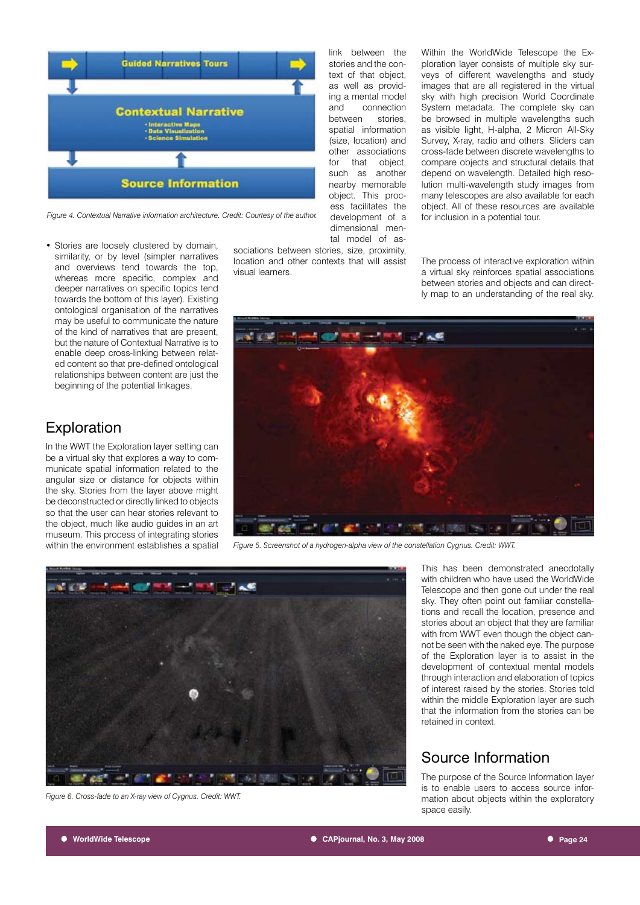Figure 4. Contextual Narrative information architecture. Credit: Courtesy of the author.

- Stories are loosely clustered by domain, similarity, or by level (simpler narratives and overviews tend towards the top, whereas more specific, complex and deeper narratives on specific topics tend towards the bottom of this layer). Existing ontological organisation of the narratives may be useful to communicate the nature of the kind of narratives that are present, but the nature of Contextual Narrative is to enable deep cross-linking between related content so that pre-defined ontological relationships between content are just the beginning of the potential linkages.

## Exploration

In the WWT the Exploration layer setting can be a virtual sky that explores a way to communicate spatial information related to the angular size or distance for objects within the sky. Stories from the layer above might be deconstructed or directly linked to objects so that the user can hear stories relevant to the object, much like audio guides in an art museum. This process of integrating stories within the environment establishes a spatial link between the stories and the context of that object, as well as providing a mental model and connection between stories, spatial information (size, location) and other associations for that object, such as another nearby memorable object. This process facilitates the development of a dimensional mental model of associations between stories, size, proximity, location and other contexts that will assist visual learners.

Within the WorldWide Telescope the Exploration layer consists of multiple sky surveys of different wavelengths and study images that are all registered in the virtual sky with high precision World Coordinate System metadata. The complete sky can be browsed in multiple wavelengths such as visible light, H-alpha, 2 Micron All-Sky Survey, X-ray, radio and others. Sliders can cross-fade between discrete wavelengths to compare objects and structural details that depend on wavelength. Detailed high resolution multi-wavelength study images from many telescopes are also available for each object. All of these resources are available for inclusion in a potential tour.

The process of interactive exploration within a virtual sky reinforces spatial associations between stories and objects and can directly map to an understanding of the real sky.

Figure 5. Screenshot of a hydrogen-alpha view of the constellation Cygnus. Credit: WWT.

Figure 6. Cross-fade to an X-ray view of Cygnus. Credit: WWT.

This has been demonstrated anecdotally with children who have used the WorldWide Telescope and then gone out under the real sky. They often point out familiar constellations and recall the location, presence and stories about an object that they are familiar with from WWT even though the object cannot be seen with the naked eye. The purpose of the Exploration layer is to assist in the development of contextual mental models through interaction and elaboration of topics of interest raised by the stories. Stories told within the middle Exploration layer are such that the information from the stories can be retained in context.

## Source Information

The purpose of the Source Information layer is to enable users to access source information about objects within the exploratory space easily.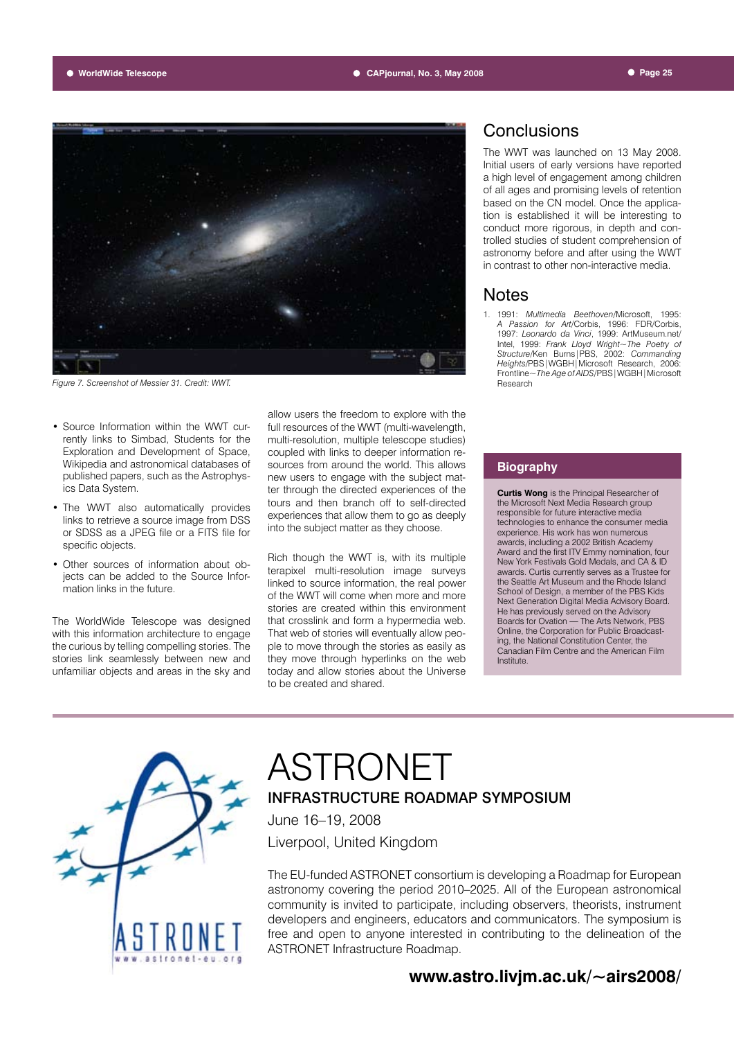Figure 7. Screenshot of Messier 31. Credit: WWT.

- Source Information within the WWT currently links to Simbad, Students for the Exploration and Development of Space, Wikipedia and astronomical databases of published papers, such as the Astrophysics Data System.
- The WWT also automatically provides links to retrieve a source image from DSS or SDSS as a JPEG file or a FITS file for specific objects.
- Other sources of information about objects can be added to the Source Information links in the future.

The WorldWide Telescope was designed with this information architecture to engage the curious by telling compelling stories. The stories link seamlessly between new and unfamiliar objects and areas in the sky and allow users the freedom to explore with the full resources of the WWT (multi-wavelength, multi-resolution, multiple telescope studies) coupled with links to deeper information resources from around the world. This allows new users to engage with the subject matter through the directed experiences of the tours and then branch off to self-directed experiences that allow them to go as deeply into the subject matter as they choose.

Rich though the WWT is, with its multiple terapixel multi-resolution image surveys linked to source information, the real power of the WWT will come when more and more stories are created within this environment that crosslink and form a hypermedia web. That web of stories will eventually allow people to move through the stories as easily as they move through hyperlinks on the web today and allow stories about the Universe to be created and shared.

## Conclusions

The WWT was launched on 13 May 2008. Initial users of early versions have reported a high level of engagement among children of all ages and promising levels of retention based on the CN model. Once the application is established it will be interesting to conduct more rigorous, in depth and controlled studies of student comprehension of astronomy before and after using the WWT in contrast to other non-interactive media.

## Notes

1. 1991: *Multimedia Beethoven*/Microsoft, 1995: *A Passion for Art*/Corbis, 1996: FDR/Corbis, 1997: *Leonardo da Vinci*, 1999: ArtMuseum.net/Intel, 1999: *Frank Lloyd Wright—The Poetry of Structure*/Ken Burns|PBS, 2002: *Commanding Heights*/PBS|WGBH|Microsoft Research, 2006: Frontline—*The Age of AIDS*/PBS|WGBH|Microsoft Research

## Biography

**Curtis Wong** is the Principal Researcher of the Microsoft Next Media Research group responsible for future interactive media technologies to enhance the consumer media experience. His work has won numerous awards, including a 2002 British Academy Award and the first ITV Emmy nomination, four New York Festivals Gold Medals, and CA & ID awards. Curtis currently serves as a Trustee for the Seattle Art Museum and the Rhode Island School of Design, a member of the PBS Kids Next Generation Digital Media Advisory Board. He has previously served on the Advisory Boards for Ovation — The Arts Network, PBS Online, the Corporation for Public Broadcasting, the National Constitution Center, the Canadian Film Centre and the American Film Institute.

---

ASTRONET
www.astronet-eu.org

# ASTRONET

### INFRASTRUCTURE ROADMAP SYMPOSIUM

June 16–19, 2008

Liverpool, United Kingdom

The EU-funded ASTRONET consortium is developing a Roadmap for European astronomy covering the period 2010–2025. All of the European astronomical community is invited to participate, including observers, theorists, instrument developers and engineers, educators and communicators. The symposium is free and open to anyone interested in contributing to the delineation of the ASTRONET Infrastructure Roadmap.

**www.astro.livjm.ac.uk/~airs2008/**